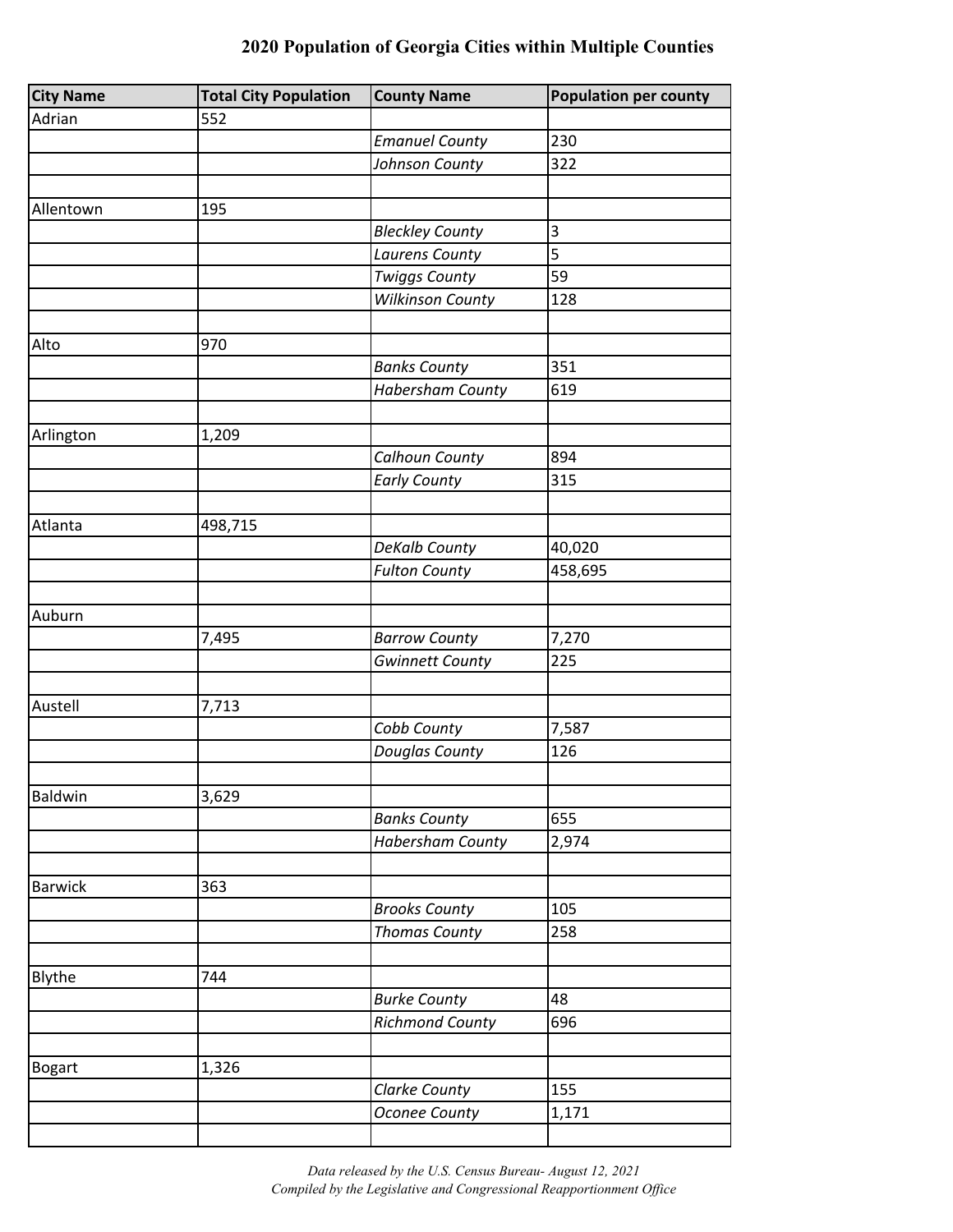# 2020 Population of Georgia Cities within Multiple Counties

| City Name | Total City Population | County Name | Population per county |
|---|---|---|---|
| Adrian | 552 | | |
| | | *Emanuel County* | 230 |
| | | *Johnson County* | 322 |
| | | | |
| Allentown | 195 | | |
| | | *Bleckley County* | 3 |
| | | *Laurens County* | 5 |
| | | *Twiggs County* | 59 |
| | | *Wilkinson County* | 128 |
| | | | |
| Alto | 970 | | |
| | | *Banks County* | 351 |
| | | *Habersham County* | 619 |
| | | | |
| Arlington | 1,209 | | |
| | | *Calhoun County* | 894 |
| | | *Early County* | 315 |
| | | | |
| Atlanta | 498,715 | | |
| | | *DeKalb County* | 40,020 |
| | | *Fulton County* | 458,695 |
| | | | |
| Auburn | | | |
| | 7,495 | *Barrow County* | 7,270 |
| | | *Gwinnett County* | 225 |
| | | | |
| Austell | 7,713 | | |
| | | *Cobb County* | 7,587 |
| | | *Douglas County* | 126 |
| | | | |
| Baldwin | 3,629 | | |
| | | *Banks County* | 655 |
| | | *Habersham County* | 2,974 |
| | | | |
| Barwick | 363 | | |
| | | *Brooks County* | 105 |
| | | *Thomas County* | 258 |
| | | | |
| Blythe | 744 | | |
| | | *Burke County* | 48 |
| | | *Richmond County* | 696 |
| | | | |
| Bogart | 1,326 | | |
| | | *Clarke County* | 155 |
| | | *Oconee County* | 1,171 |
| | | | |

*Data released by the U.S. Census Bureau- August 12, 2021*
*Compiled by the Legislative and Congressional Reapportionment Office*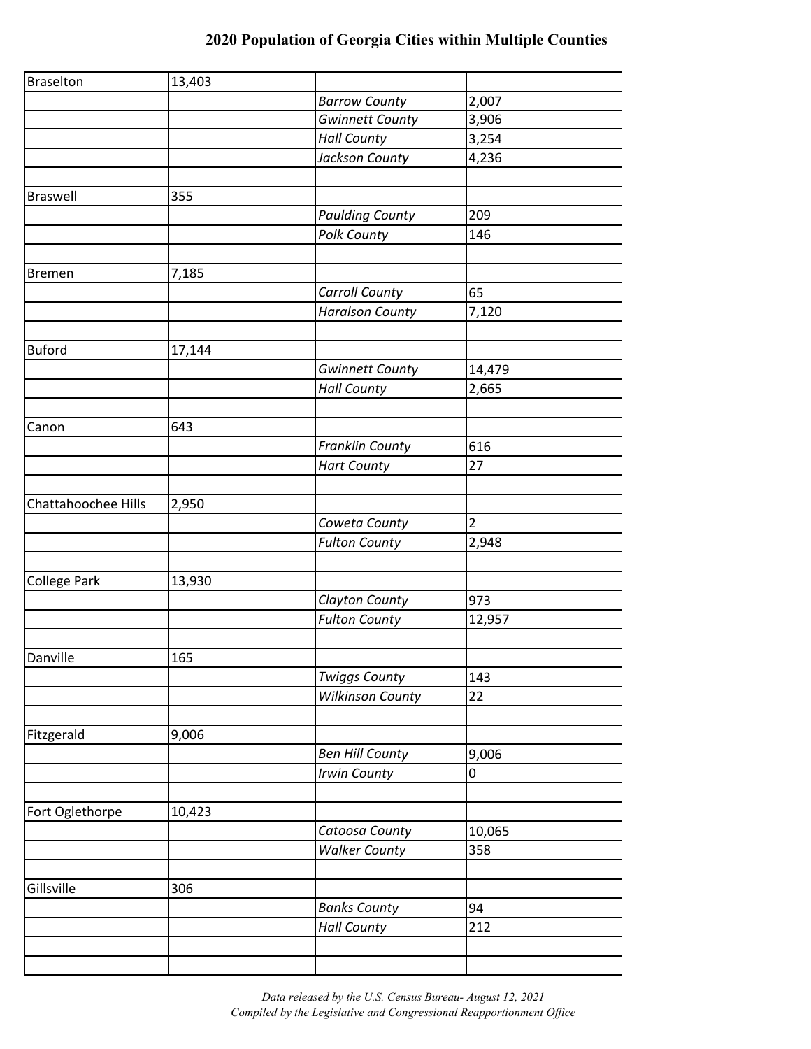# 2020 Population of Georgia Cities within Multiple Counties

| | | | |
|---|---|---|---|
| Braselton | 13,403 | | |
| | | *Barrow County* | 2,007 |
| | | *Gwinnett County* | 3,906 |
| | | *Hall County* | 3,254 |
| | | *Jackson County* | 4,236 |
| | | | |
| Braswell | 355 | | |
| | | *Paulding County* | 209 |
| | | *Polk County* | 146 |
| | | | |
| Bremen | 7,185 | | |
| | | *Carroll County* | 65 |
| | | *Haralson County* | 7,120 |
| | | | |
| Buford | 17,144 | | |
| | | *Gwinnett County* | 14,479 |
| | | *Hall County* | 2,665 |
| | | | |
| Canon | 643 | | |
| | | *Franklin County* | 616 |
| | | *Hart County* | 27 |
| | | | |
| Chattahoochee Hills | 2,950 | | |
| | | *Coweta County* | 2 |
| | | *Fulton County* | 2,948 |
| | | | |
| College Park | 13,930 | | |
| | | *Clayton County* | 973 |
| | | *Fulton County* | 12,957 |
| | | | |
| Danville | 165 | | |
| | | *Twiggs County* | 143 |
| | | *Wilkinson County* | 22 |
| | | | |
| Fitzgerald | 9,006 | | |
| | | *Ben Hill County* | 9,006 |
| | | *Irwin County* | 0 |
| | | | |
| Fort Oglethorpe | 10,423 | | |
| | | *Catoosa County* | 10,065 |
| | | *Walker County* | 358 |
| | | | |
| Gillsville | 306 | | |
| | | *Banks County* | 94 |
| | | *Hall County* | 212 |
| | | | |
| | | | |

*Data released by the U.S. Census Bureau- August 12, 2021*
*Compiled by the Legislative and Congressional Reapportionment Office*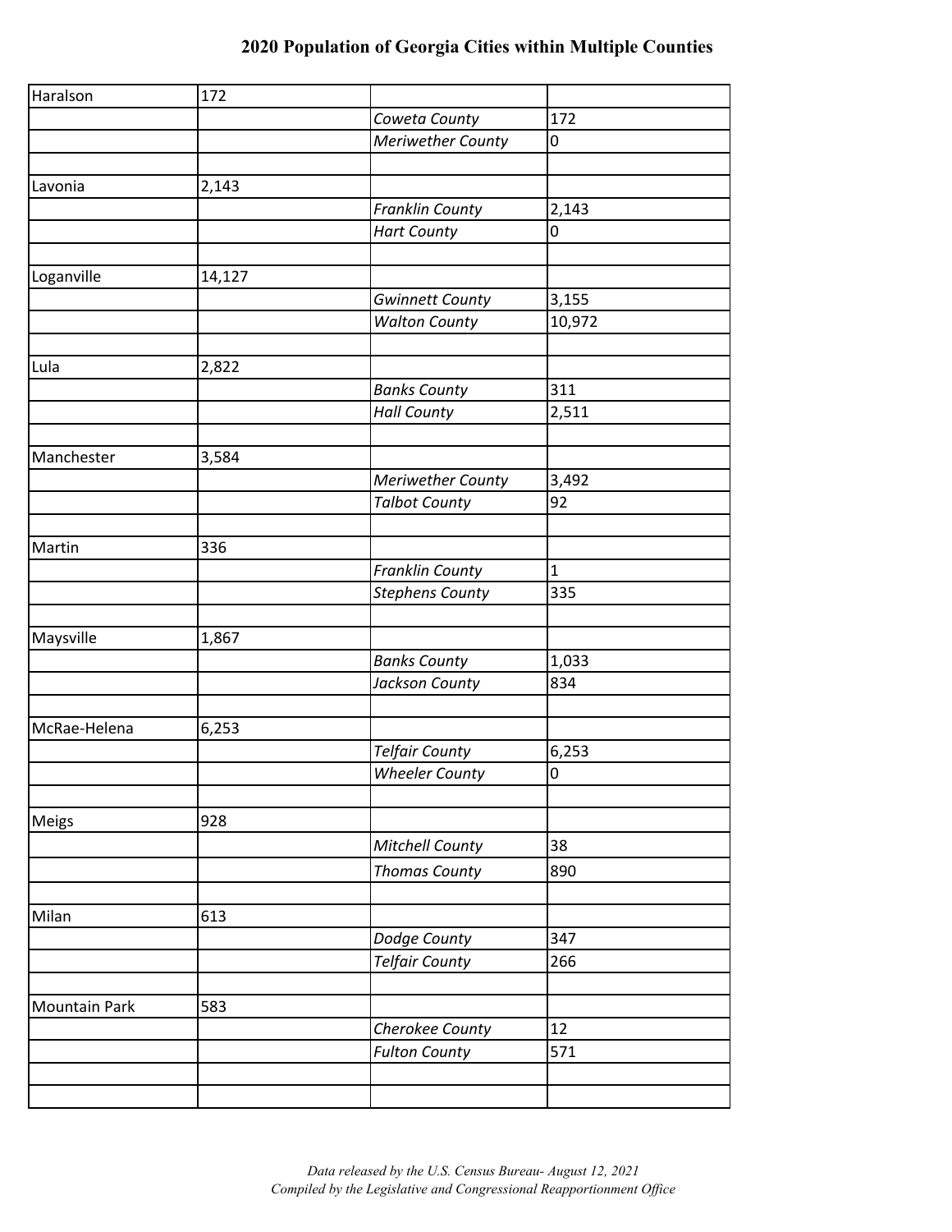# 2020 Population of Georgia Cities within Multiple Counties

| | | | |
|---|---|---|---|
| Haralson | 172 | | |
| | | *Coweta County* | 172 |
| | | *Meriwether County* | 0 |
| | | | |
| Lavonia | 2,143 | | |
| | | *Franklin County* | 2,143 |
| | | *Hart County* | 0 |
| | | | |
| Loganville | 14,127 | | |
| | | *Gwinnett County* | 3,155 |
| | | *Walton County* | 10,972 |
| | | | |
| Lula | 2,822 | | |
| | | *Banks County* | 311 |
| | | *Hall County* | 2,511 |
| | | | |
| Manchester | 3,584 | | |
| | | *Meriwether County* | 3,492 |
| | | *Talbot County* | 92 |
| | | | |
| Martin | 336 | | |
| | | *Franklin County* | 1 |
| | | *Stephens County* | 335 |
| | | | |
| Maysville | 1,867 | | |
| | | *Banks County* | 1,033 |
| | | *Jackson County* | 834 |
| | | | |
| McRae-Helena | 6,253 | | |
| | | *Telfair County* | 6,253 |
| | | *Wheeler County* | 0 |
| | | | |
| Meigs | 928 | | |
| | | *Mitchell County* | 38 |
| | | *Thomas County* | 890 |
| | | | |
| Milan | 613 | | |
| | | *Dodge County* | 347 |
| | | *Telfair County* | 266 |
| | | | |
| Mountain Park | 583 | | |
| | | *Cherokee County* | 12 |
| | | *Fulton County* | 571 |
| | | | |
| | | | |

*Data released by the U.S. Census Bureau- August 12, 2021*
*Compiled by the Legislative and Congressional Reapportionment Office*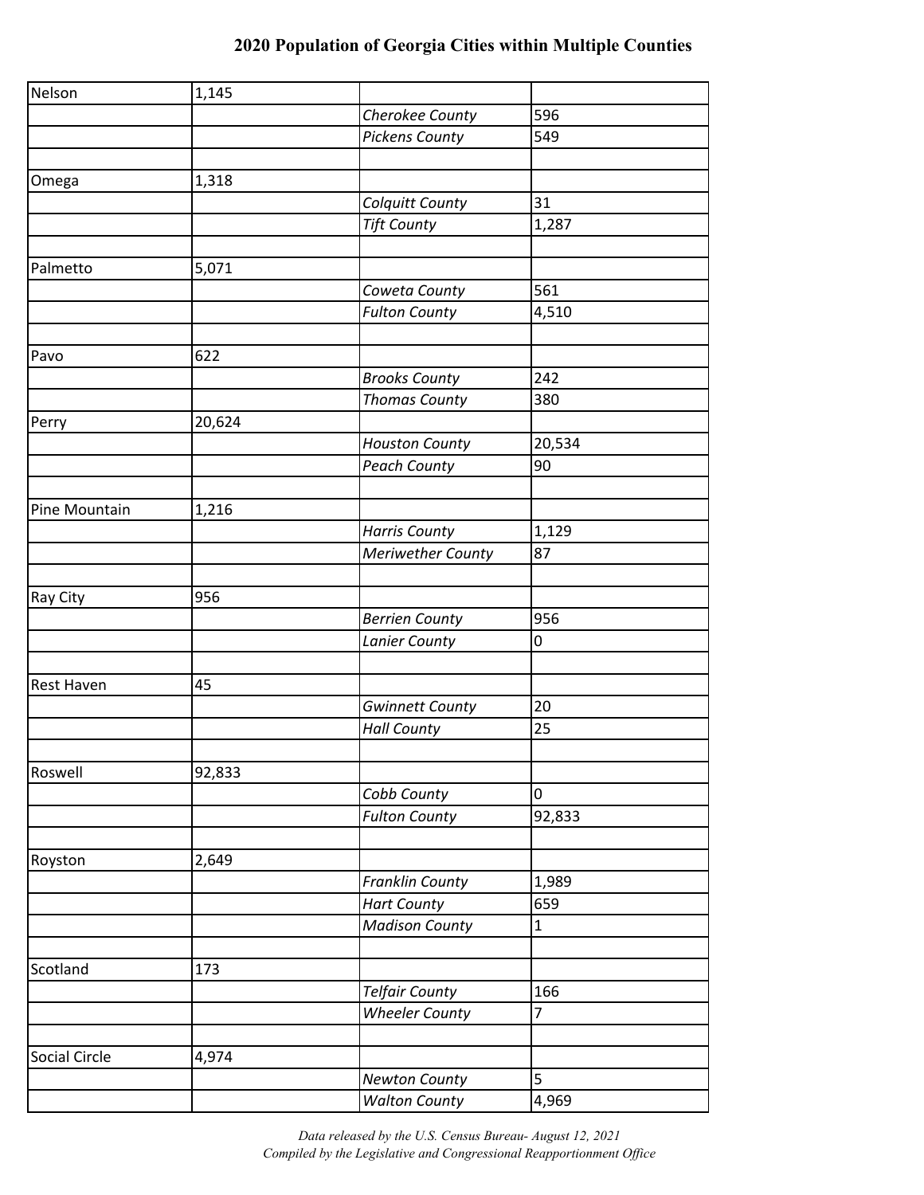# 2020 Population of Georgia Cities within Multiple Counties

| | | | |
|---|---|---|---|
| Nelson | 1,145 | | |
| | | *Cherokee County* | 596 |
| | | *Pickens County* | 549 |
| | | | |
| Omega | 1,318 | | |
| | | *Colquitt County* | 31 |
| | | *Tift County* | 1,287 |
| | | | |
| Palmetto | 5,071 | | |
| | | *Coweta County* | 561 |
| | | *Fulton County* | 4,510 |
| | | | |
| Pavo | 622 | | |
| | | *Brooks County* | 242 |
| | | *Thomas County* | 380 |
| Perry | 20,624 | | |
| | | *Houston County* | 20,534 |
| | | *Peach County* | 90 |
| | | | |
| Pine Mountain | 1,216 | | |
| | | *Harris County* | 1,129 |
| | | *Meriwether County* | 87 |
| | | | |
| Ray City | 956 | | |
| | | *Berrien County* | 956 |
| | | *Lanier County* | 0 |
| | | | |
| Rest Haven | 45 | | |
| | | *Gwinnett County* | 20 |
| | | *Hall County* | 25 |
| | | | |
| Roswell | 92,833 | | |
| | | *Cobb County* | 0 |
| | | *Fulton County* | 92,833 |
| | | | |
| Royston | 2,649 | | |
| | | *Franklin County* | 1,989 |
| | | *Hart County* | 659 |
| | | *Madison County* | 1 |
| | | | |
| Scotland | 173 | | |
| | | *Telfair County* | 166 |
| | | *Wheeler County* | 7 |
| | | | |
| Social Circle | 4,974 | | |
| | | *Newton County* | 5 |
| | | *Walton County* | 4,969 |

*Data released by the U.S. Census Bureau- August 12, 2021*
*Compiled by the Legislative and Congressional Reapportionment Office*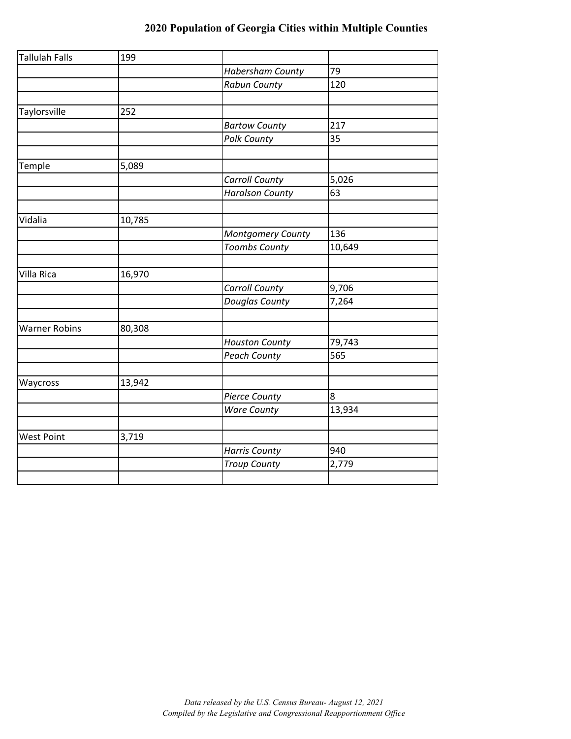## 2020 Population of Georgia Cities within Multiple Counties

| | | | |
|---|---|---|---|
| Tallulah Falls | 199 | | |
| | | *Habersham County* | 79 |
| | | *Rabun County* | 120 |
| | | | |
| Taylorsville | 252 | | |
| | | *Bartow County* | 217 |
| | | *Polk County* | 35 |
| | | | |
| Temple | 5,089 | | |
| | | *Carroll County* | 5,026 |
| | | *Haralson County* | 63 |
| | | | |
| Vidalia | 10,785 | | |
| | | *Montgomery County* | 136 |
| | | *Toombs County* | 10,649 |
| | | | |
| Villa Rica | 16,970 | | |
| | | *Carroll County* | 9,706 |
| | | *Douglas County* | 7,264 |
| | | | |
| Warner Robins | 80,308 | | |
| | | *Houston County* | 79,743 |
| | | *Peach County* | 565 |
| | | | |
| Waycross | 13,942 | | |
| | | *Pierce County* | 8 |
| | | *Ware County* | 13,934 |
| | | | |
| West Point | 3,719 | | |
| | | *Harris County* | 940 |
| | | *Troup County* | 2,779 |
| | | | |

*Data released by the U.S. Census Bureau- August 12, 2021*
*Compiled by the Legislative and Congressional Reapportionment Office*